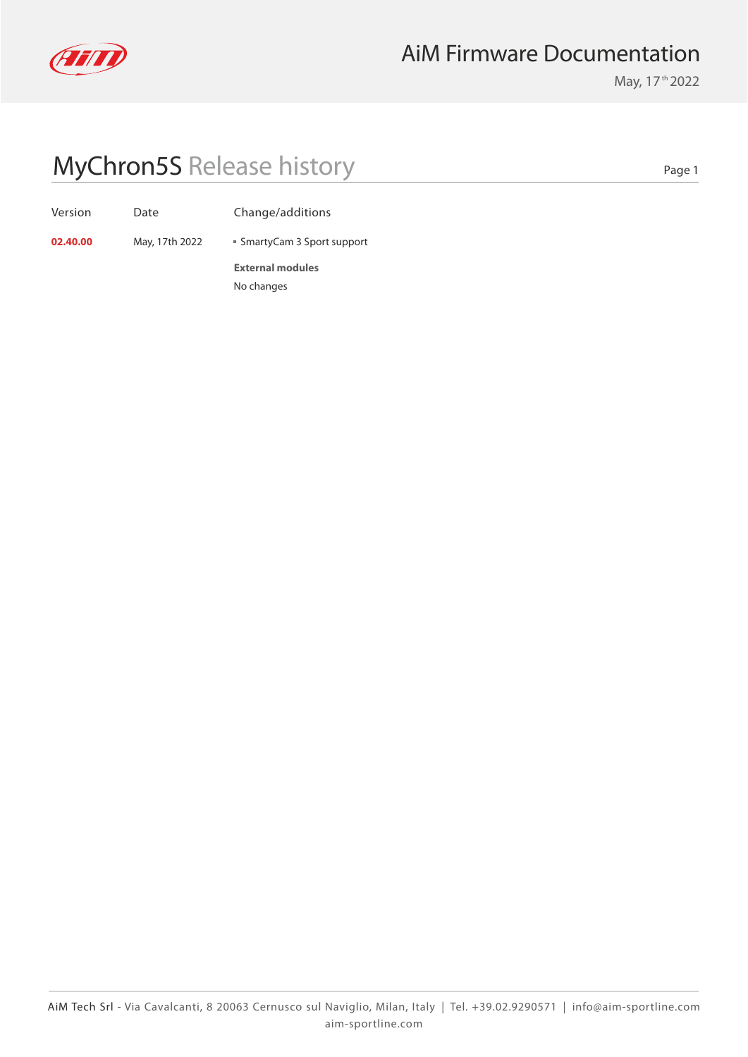# MyChron5S Release history

| Version | Date | Change/additions |
|---|---|---|
| **02.40.00** | May, 17th 2022 | ▪ SmartyCam 3 Sport support<br><br>**External modules**<br>No changes |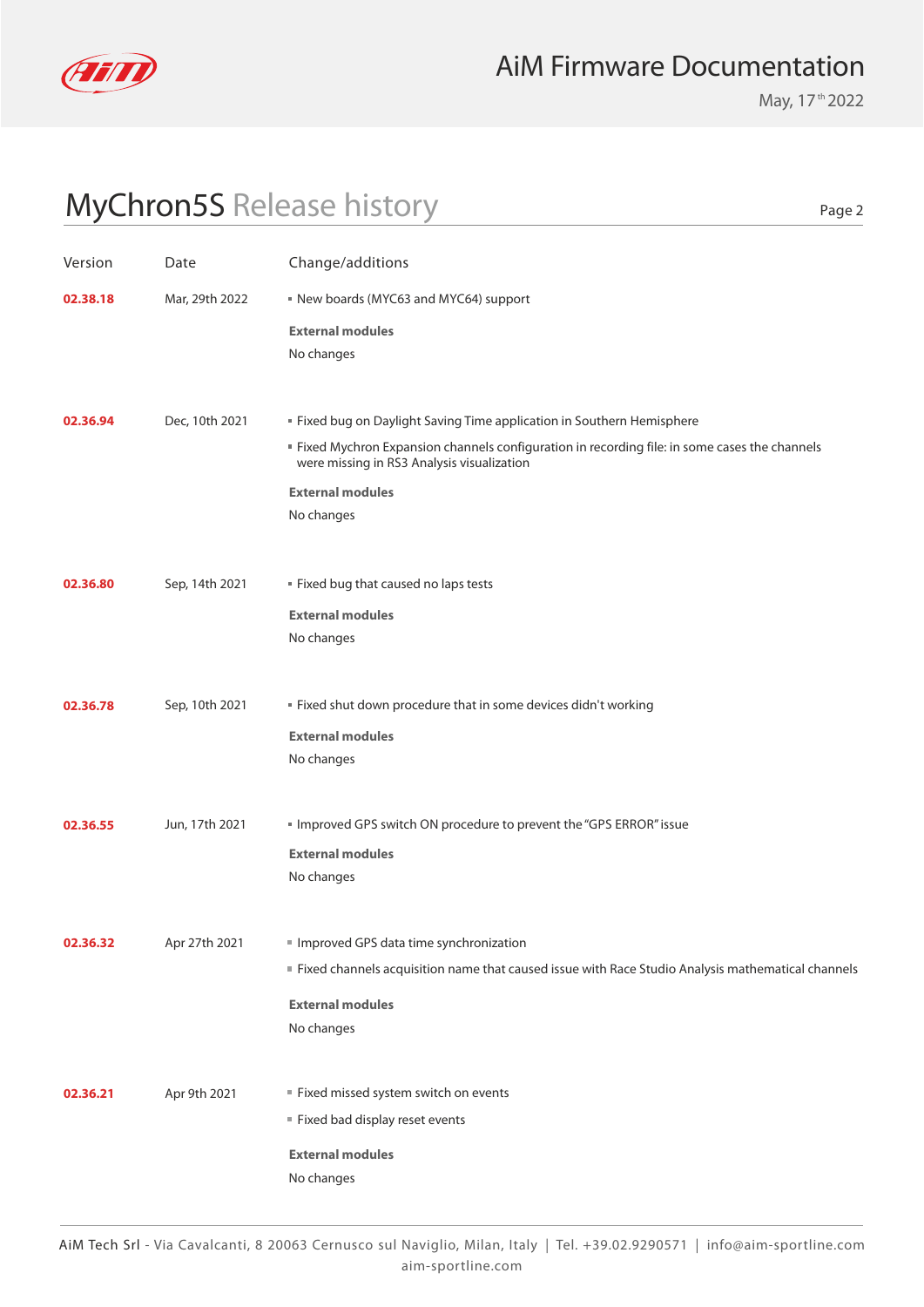# MyChron5S Release history

| Version | Date | Change/additions |
|---|---|---|
| **02.38.18** | Mar, 29th 2022 | ▪ New boards (MYC63 and MYC64) support<br><br>**External modules**<br>No changes |
| **02.36.94** | Dec, 10th 2021 | ▪ Fixed bug on Daylight Saving Time application in Southern Hemisphere<br>▪ Fixed Mychron Expansion channels configuration in recording file: in some cases the channels were missing in RS3 Analysis visualization<br><br>**External modules**<br>No changes |
| **02.36.80** | Sep, 14th 2021 | ▪ Fixed bug that caused no laps tests<br><br>**External modules**<br>No changes |
| **02.36.78** | Sep, 10th 2021 | ▪ Fixed shut down procedure that in some devices didn't working<br><br>**External modules**<br>No changes |
| **02.36.55** | Jun, 17th 2021 | ▪ Improved GPS switch ON procedure to prevent the "GPS ERROR" issue<br><br>**External modules**<br>No changes |
| **02.36.32** | Apr 27th 2021 | ▪ Improved GPS data time synchronization<br>▪ Fixed channels acquisition name that caused issue with Race Studio Analysis mathematical channels<br><br>**External modules**<br>No changes |
| **02.36.21** | Apr 9th 2021 | ▪ Fixed missed system switch on events<br>▪ Fixed bad display reset events<br><br>**External modules**<br>No changes |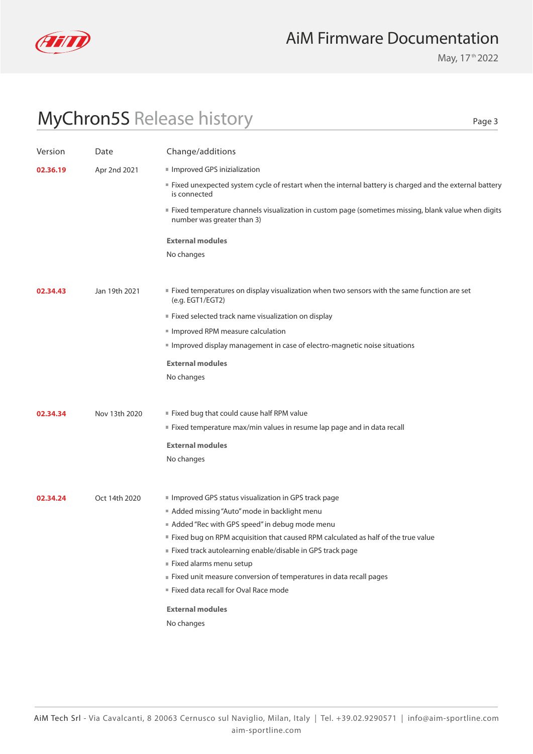# MyChron5S Release history

| Version | Date | Change/additions |
|---|---|---|
| **02.36.19** | Apr 2nd 2021 | ▪ Improved GPS inizialization<br>▪ Fixed unexpected system cycle of restart when the internal battery is charged and the external battery is connected<br>▪ Fixed temperature channels visualization in custom page (sometimes missing, blank value when digits number was greater than 3)<br>**External modules**<br>No changes |
| **02.34.43** | Jan 19th 2021 | ▪ Fixed temperatures on display visualization when two sensors with the same function are set (e.g. EGT1/EGT2)<br>▪ Fixed selected track name visualization on display<br>▪ Improved RPM measure calculation<br>▪ Improved display management in case of electro-magnetic noise situations<br>**External modules**<br>No changes |
| **02.34.34** | Nov 13th 2020 | ▪ Fixed bug that could cause half RPM value<br>▪ Fixed temperature max/min values in resume lap page and in data recall<br>**External modules**<br>No changes |
| **02.34.24** | Oct 14th 2020 | ▪ Improved GPS status visualization in GPS track page<br>▪ Added missing "Auto" mode in backlight menu<br>▪ Added "Rec with GPS speed" in debug mode menu<br>▪ Fixed bug on RPM acquisition that caused RPM calculated as half of the true value<br>▪ Fixed track autolearning enable/disable in GPS track page<br>▪ Fixed alarms menu setup<br>▪ Fixed unit measure conversion of temperatures in data recall pages<br>▪ Fixed data recall for Oval Race mode<br>**External modules**<br>No changes |